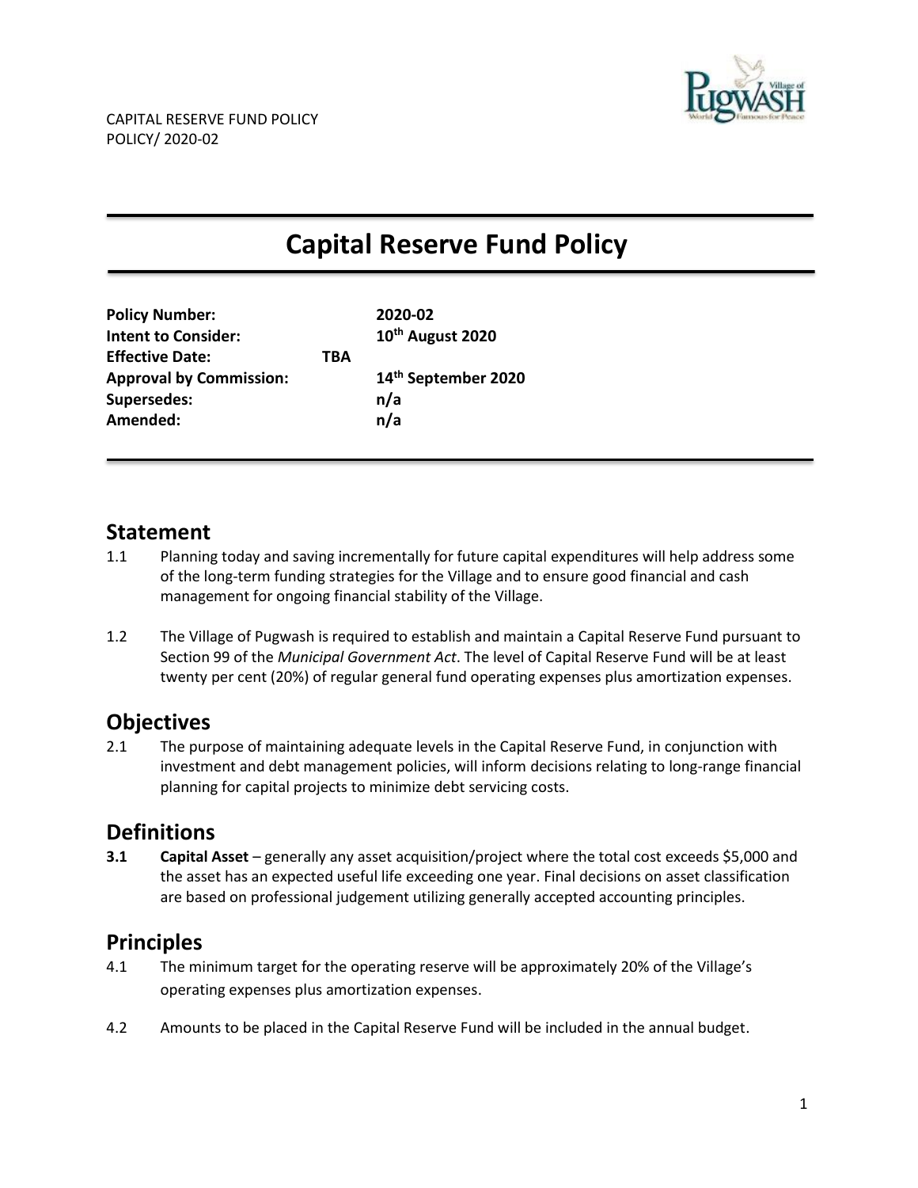CAPITAL RESERVE FUND POLICY
POLICY/ 2020-02

# Capital Reserve Fund Policy

| | |
|---|---|
| **Policy Number:** | **2020-02** |
| **Intent to Consider:** | **10th August 2020** |
| **Effective Date:** | **TBA** |
| **Approval by Commission:** | **14th September 2020** |
| **Supersedes:** | **n/a** |
| **Amended:** | **n/a** |

## Statement

1.1 Planning today and saving incrementally for future capital expenditures will help address some of the long-term funding strategies for the Village and to ensure good financial and cash management for ongoing financial stability of the Village.

1.2 The Village of Pugwash is required to establish and maintain a Capital Reserve Fund pursuant to Section 99 of the *Municipal Government Act*. The level of Capital Reserve Fund will be at least twenty per cent (20%) of regular general fund operating expenses plus amortization expenses.

## Objectives

2.1 The purpose of maintaining adequate levels in the Capital Reserve Fund, in conjunction with investment and debt management policies, will inform decisions relating to long-range financial planning for capital projects to minimize debt servicing costs.

## Definitions

**3.1** **Capital Asset** – generally any asset acquisition/project where the total cost exceeds $5,000 and the asset has an expected useful life exceeding one year. Final decisions on asset classification are based on professional judgement utilizing generally accepted accounting principles.

## Principles

4.1 The minimum target for the operating reserve will be approximately 20% of the Village's operating expenses plus amortization expenses.

4.2 Amounts to be placed in the Capital Reserve Fund will be included in the annual budget.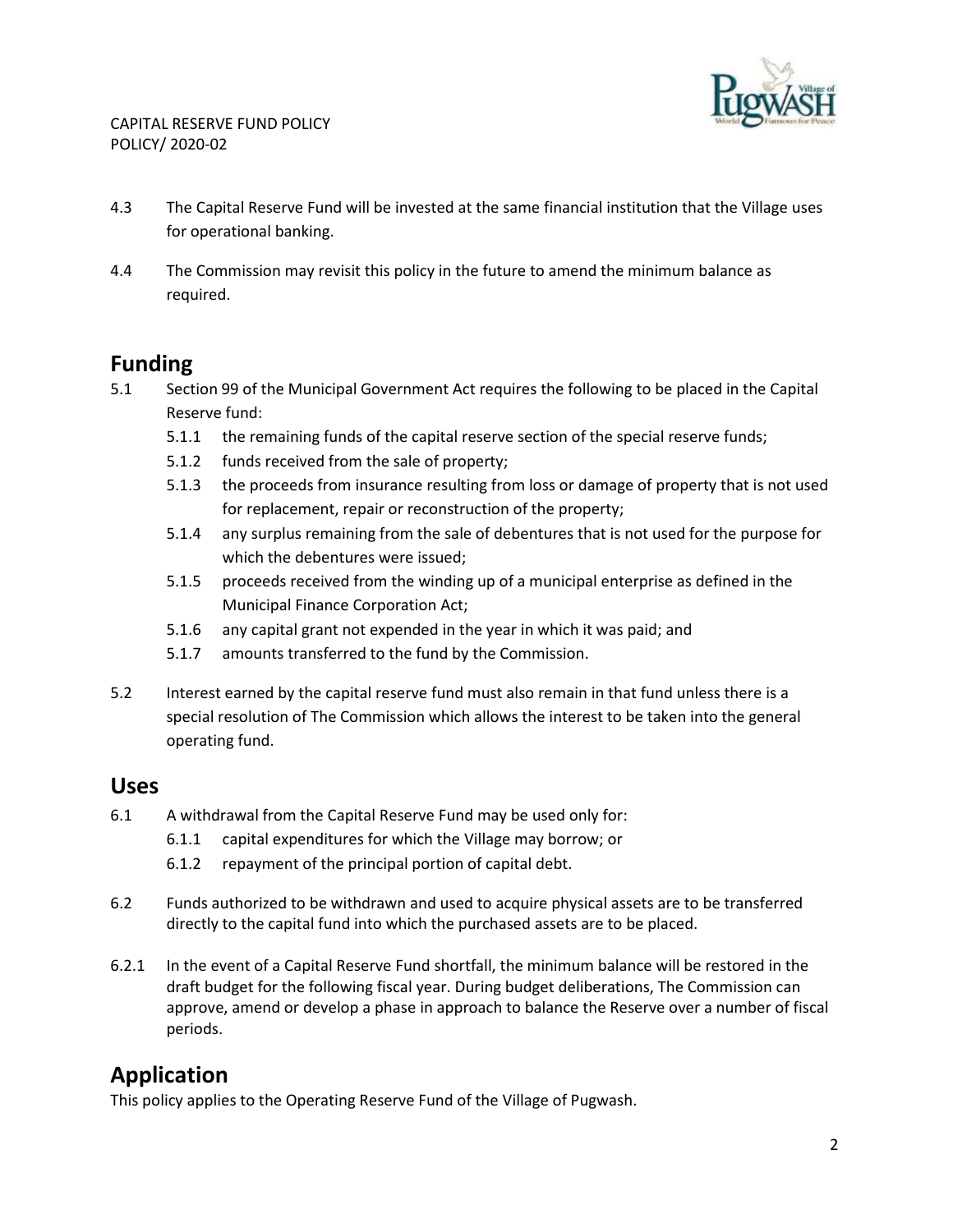4.3 The Capital Reserve Fund will be invested at the same financial institution that the Village uses for operational banking.

4.4 The Commission may revisit this policy in the future to amend the minimum balance as required.

## Funding

5.1 Section 99 of the Municipal Government Act requires the following to be placed in the Capital Reserve fund:

- 5.1.1 the remaining funds of the capital reserve section of the special reserve funds;
- 5.1.2 funds received from the sale of property;
- 5.1.3 the proceeds from insurance resulting from loss or damage of property that is not used for replacement, repair or reconstruction of the property;
- 5.1.4 any surplus remaining from the sale of debentures that is not used for the purpose for which the debentures were issued;
- 5.1.5 proceeds received from the winding up of a municipal enterprise as defined in the Municipal Finance Corporation Act;
- 5.1.6 any capital grant not expended in the year in which it was paid; and
- 5.1.7 amounts transferred to the fund by the Commission.

5.2 Interest earned by the capital reserve fund must also remain in that fund unless there is a special resolution of The Commission which allows the interest to be taken into the general operating fund.

## Uses

6.1 A withdrawal from the Capital Reserve Fund may be used only for:

- 6.1.1 capital expenditures for which the Village may borrow; or
- 6.1.2 repayment of the principal portion of capital debt.

6.2 Funds authorized to be withdrawn and used to acquire physical assets are to be transferred directly to the capital fund into which the purchased assets are to be placed.

6.2.1 In the event of a Capital Reserve Fund shortfall, the minimum balance will be restored in the draft budget for the following fiscal year. During budget deliberations, The Commission can approve, amend or develop a phase in approach to balance the Reserve over a number of fiscal periods.

## Application

This policy applies to the Operating Reserve Fund of the Village of Pugwash.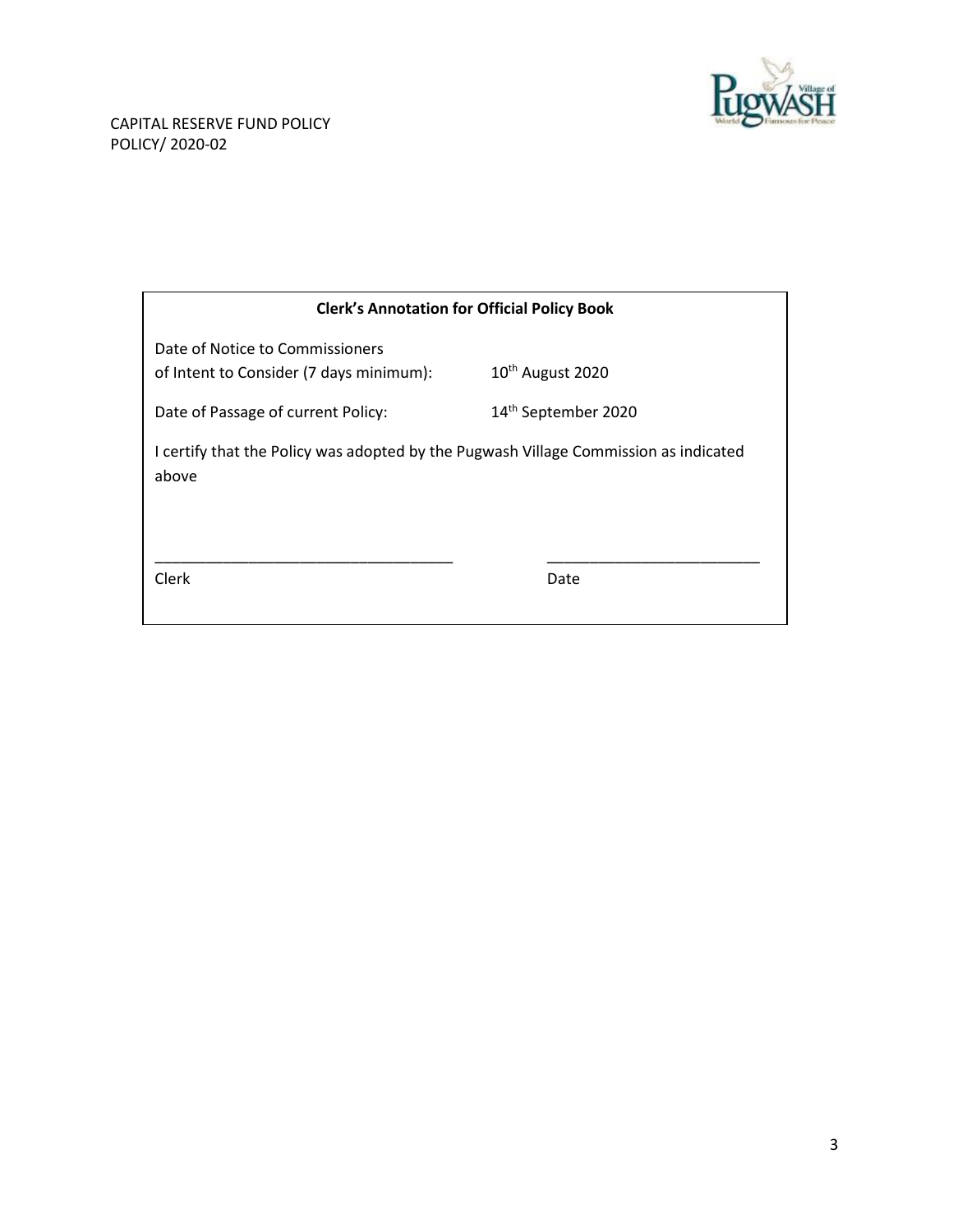CAPITAL RESERVE FUND POLICY
POLICY/ 2020-02

**Clerk's Annotation for Official Policy Book**

Date of Notice to Commissioners
of Intent to Consider (7 days minimum): 10th August 2020

Date of Passage of current Policy: 14th September 2020

I certify that the Policy was adopted by the Pugwash Village Commission as indicated above

___________________________________ ________________________

Clerk Date